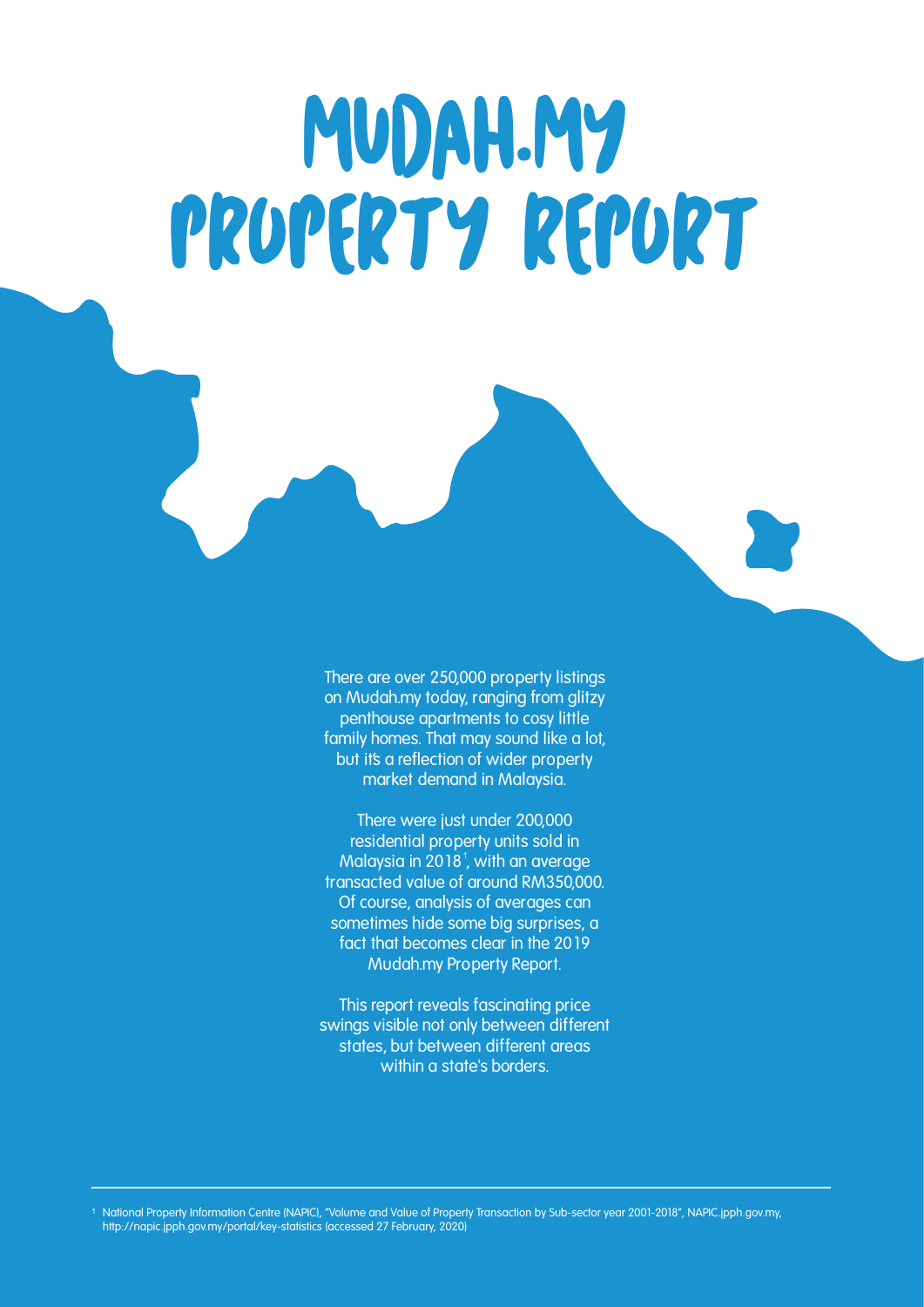# MUDAH.MY PROPERTY REPORT

There are over 250,000 property listings on Mudah.my today, ranging from glitzy penthouse apartments to cosy little family homes. That may sound like a lot, but it's a reflection of wider property market demand in Malaysia.

There were just under 200,000 residential property units sold in Malaysia in 2018[1], with an average transacted value of around RM350,000. Of course, analysis of averages can sometimes hide some big surprises, a fact that becomes clear in the 2019 Mudah.my Property Report.

This report reveals fascinating price swings visible not only between different states, but between different areas within a state's borders.

---

[1] National Property Information Centre (NAPIC), "Volume and Value of Property Transaction by Sub-sector year 2001-2018", NAPIC.jpph.gov.my, http://napic.jpph.gov.my/portal/key-statistics (accessed 27 February, 2020)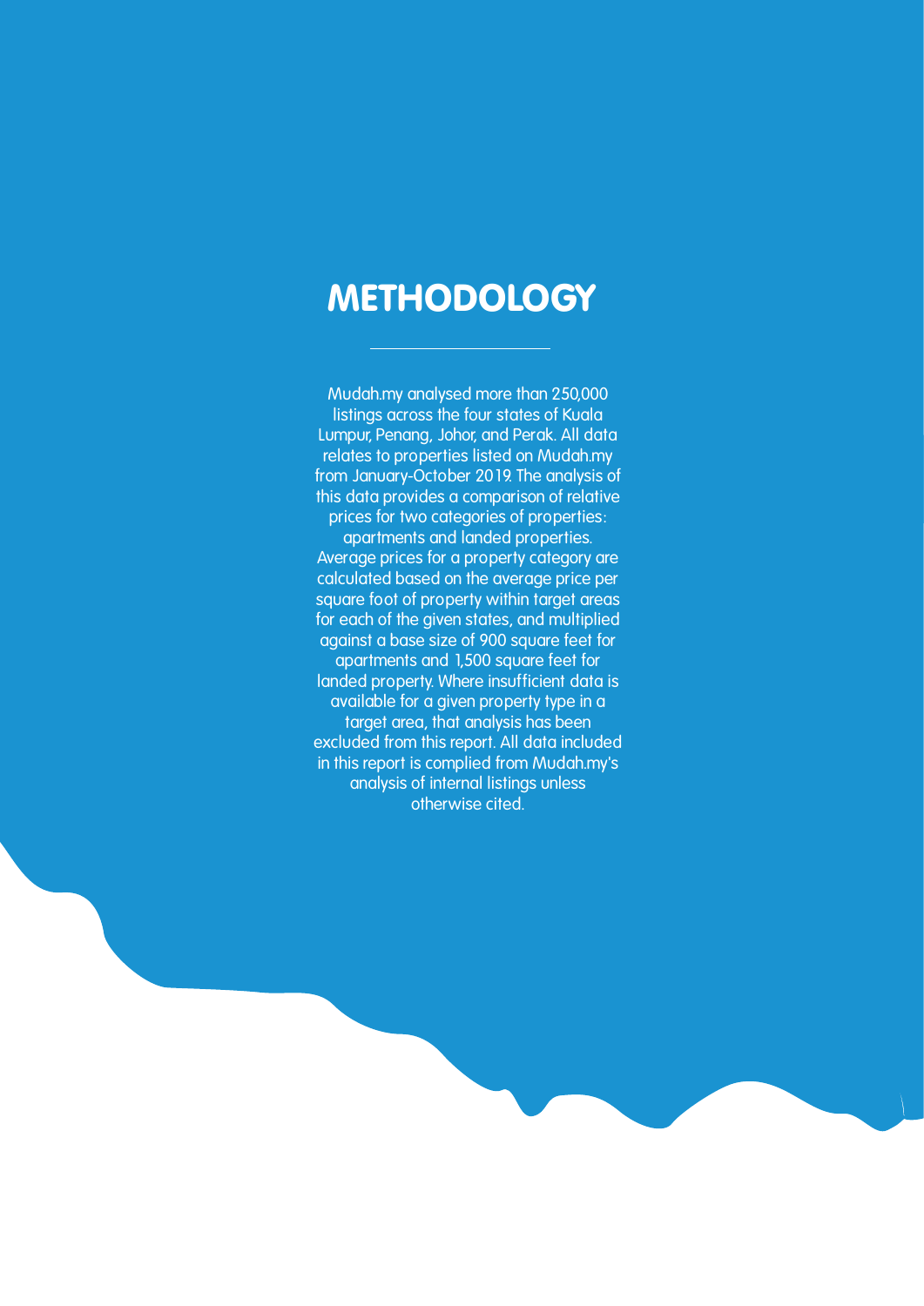# METHODOLOGY

Mudah.my analysed more than 250,000 listings across the four states of Kuala Lumpur, Penang, Johor, and Perak. All data relates to properties listed on Mudah.my from January-October 2019. The analysis of this data provides a comparison of relative prices for two categories of properties: apartments and landed properties. Average prices for a property category are calculated based on the average price per square foot of property within target areas for each of the given states, and multiplied against a base size of 900 square feet for apartments and 1,500 square feet for landed property. Where insufficient data is available for a given property type in a target area, that analysis has been excluded from this report. All data included in this report is complied from Mudah.my's analysis of internal listings unless otherwise cited.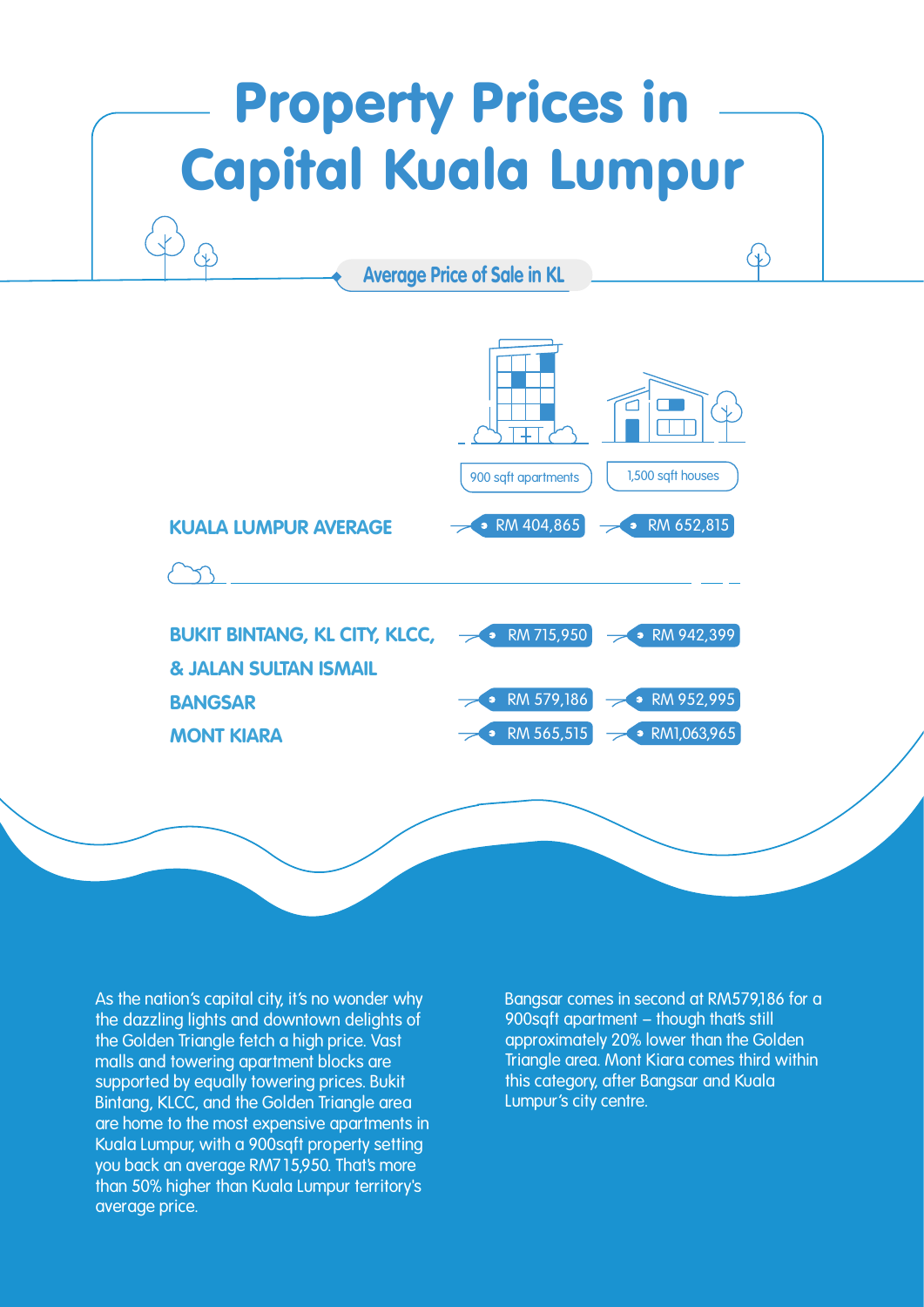# Property Prices in Capital Kuala Lumpur

## Average Price of Sale in KL

| | 900 sqft apartments | 1,500 sqft houses |
| --- | --- | --- |
| **KUALA LUMPUR AVERAGE** | RM 404,865 | RM 652,815 |
| **BUKIT BINTANG, KL CITY, KLCC, & JALAN SULTAN ISMAIL** | RM 715,950 | RM 942,399 |
| **BANGSAR** | RM 579,186 | RM 952,995 |
| **MONT KIARA** | RM 565,515 | RM1,063,965 |

As the nation's capital city, it's no wonder why the dazzling lights and downtown delights of the Golden Triangle fetch a high price. Vast malls and towering apartment blocks are supported by equally towering prices. Bukit Bintang, KLCC, and the Golden Triangle area are home to the most expensive apartments in Kuala Lumpur, with a 900sqft property setting you back an average RM715,950. That's more than 50% higher than Kuala Lumpur territory's average price.

Bangsar comes in second at RM579,186 for a 900sqft apartment – though that's still approximately 20% lower than the Golden Triangle area. Mont Kiara comes third within this category, after Bangsar and Kuala Lumpur's city centre.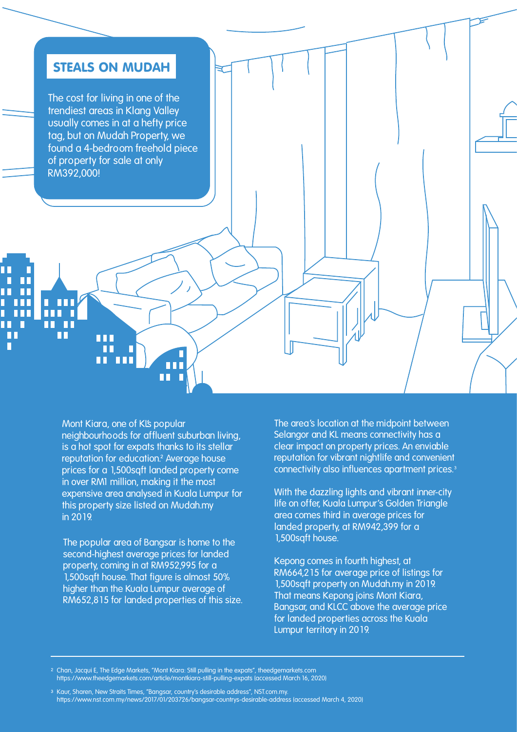## STEALS ON MUDAH

The cost for living in one of the trendiest areas in Klang Valley usually comes in at a hefty price tag, but on Mudah Property, we found a 4-bedroom freehold piece of property for sale at only RM392,000!

Mont Kiara, one of KL's popular neighbourhoods for affluent suburban living, is a hot spot for expats thanks to its stellar reputation for education.[2] Average house prices for a 1,500sqft landed property come in over RM1 million, making it the most expensive area analysed in Kuala Lumpur for this property size listed on Mudah.my in 2019.

The popular area of Bangsar is home to the second-highest average prices for landed property, coming in at RM952,995 for a 1,500sqft house. That figure is almost 50% higher than the Kuala Lumpur average of RM652,815 for landed properties of this size.

The area's location at the midpoint between Selangor and KL means connectivity has a clear impact on property prices. An enviable reputation for vibrant nightlife and convenient connectivity also influences apartment prices.[3]

With the dazzling lights and vibrant inner-city life on offer, Kuala Lumpur's Golden Triangle area comes third in average prices for landed property, at RM942,399 for a 1,500sqft house.

Kepong comes in fourth highest, at RM664,215 for average price of listings for 1,500sqft property on Mudah.my in 2019. That means Kepong joins Mont Kiara, Bangsar, and KLCC above the average price for landed properties across the Kuala Lumpur territory in 2019.

---

[2] Chan, Jacqui E, The Edge Markets, "Mont Kiara: Still pulling in the expats", theedgemarkets.com https://www.theedgemarkets.com/article/montkiara-still-pulling-expats (accessed March 16, 2020)

[3] Kaur, Sharen, New Straits Times, "Bangsar, country's desirable address", NST.com.my. https://www.nst.com.my/news/2017/01/203726/bangsar-countrys-desirable-address (accessed March 4, 2020)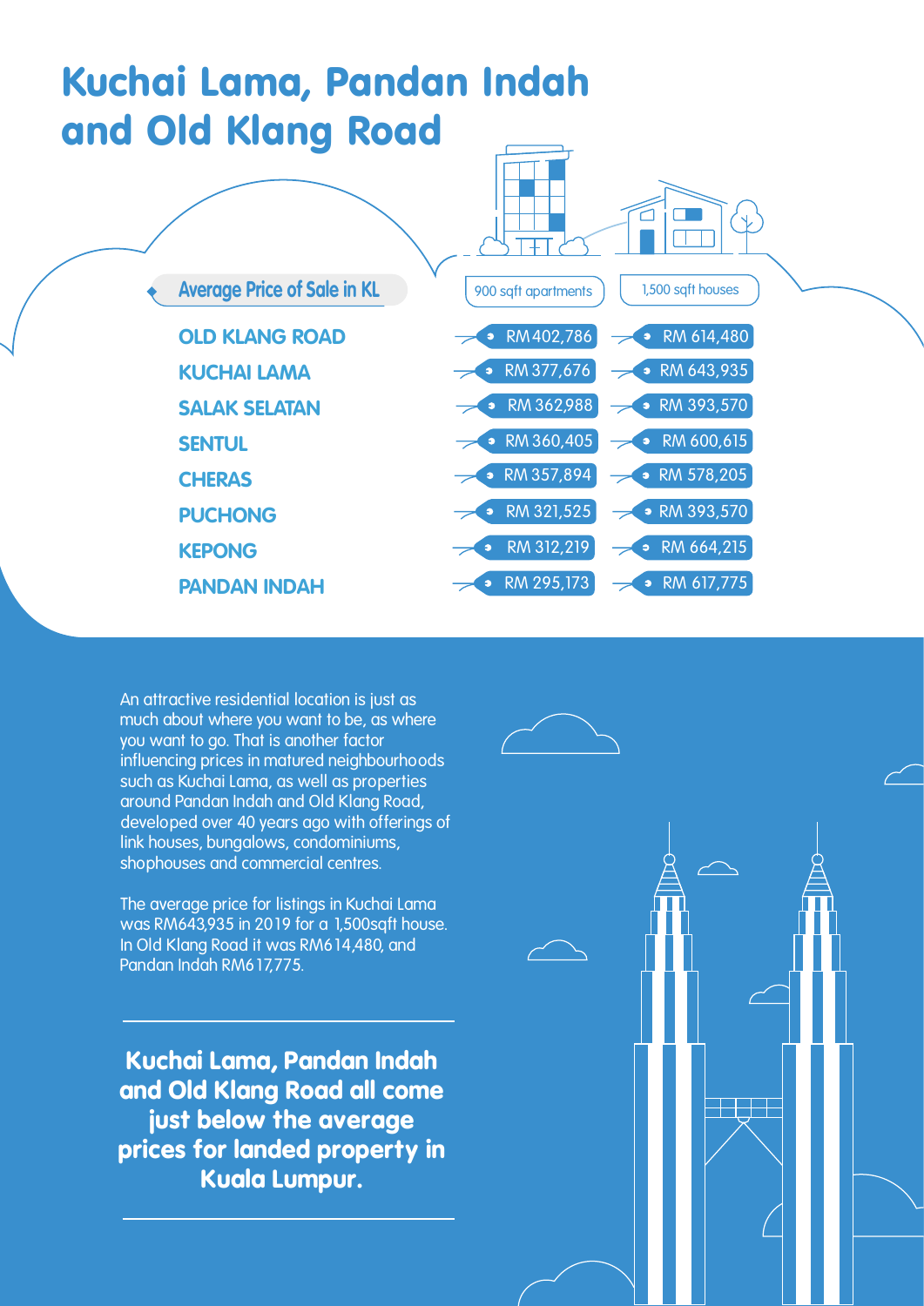# Kuchai Lama, Pandan Indah and Old Klang Road

**Average Price of Sale in KL**

| | 900 sqft apartments | 1,500 sqft houses |
|---|---|---|
| OLD KLANG ROAD | RM 402,786 | RM 614,480 |
| KUCHAI LAMA | RM 377,676 | RM 643,935 |
| SALAK SELATAN | RM 362,988 | RM 393,570 |
| SENTUL | RM 360,405 | RM 600,615 |
| CHERAS | RM 357,894 | RM 578,205 |
| PUCHONG | RM 321,525 | RM 393,570 |
| KEPONG | RM 312,219 | RM 664,215 |
| PANDAN INDAH | RM 295,173 | RM 617,775 |

An attractive residential location is just as much about where you want to be, as where you want to go. That is another factor influencing prices in matured neighbourhoods such as Kuchai Lama, as well as properties around Pandan Indah and Old Klang Road, developed over 40 years ago with offerings of link houses, bungalows, condominiums, shophouses and commercial centres.

The average price for listings in Kuchai Lama was RM643,935 in 2019 for a 1,500sqft house. In Old Klang Road it was RM614,480, and Pandan Indah RM617,775.

---

**Kuchai Lama, Pandan Indah and Old Klang Road all come just below the average prices for landed property in Kuala Lumpur.**

---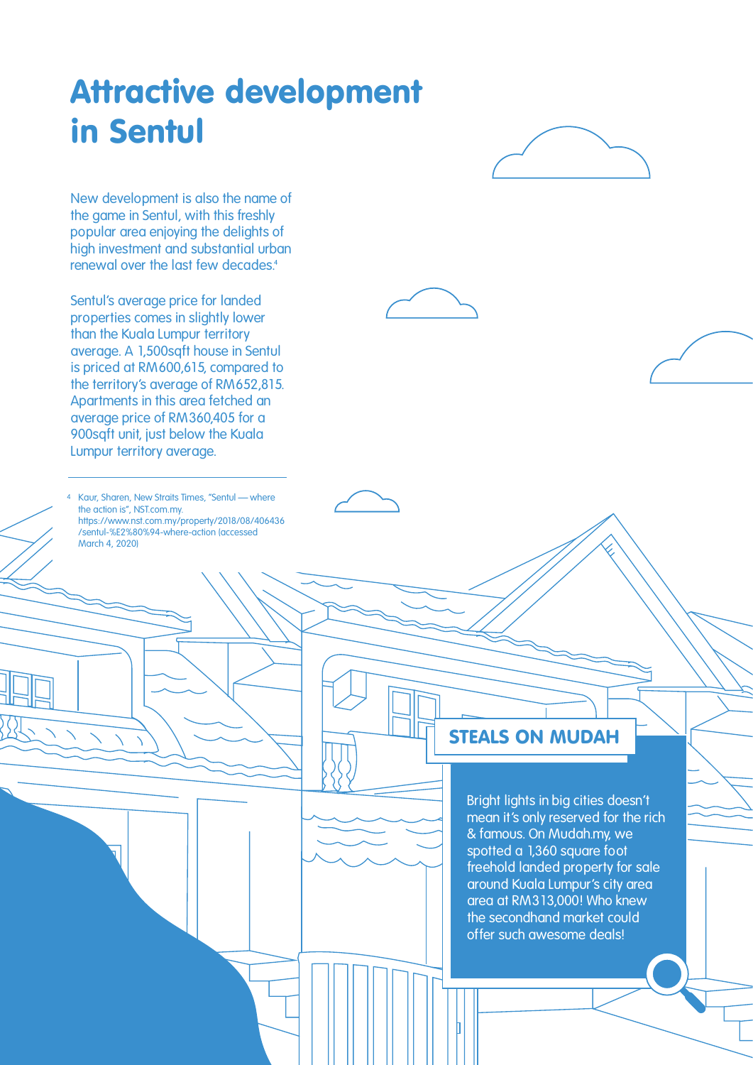# Attractive development in Sentul

New development is also the name of the game in Sentul, with this freshly popular area enjoying the delights of high investment and substantial urban renewal over the last few decades.[4]

Sentul's average price for landed properties comes in slightly lower than the Kuala Lumpur territory average. A 1,500sqft house in Sentul is priced at RM600,615, compared to the territory's average of RM652,815. Apartments in this area fetched an average price of RM360,405 for a 900sqft unit, just below the Kuala Lumpur territory average.

---

[4] Kaur, Sharen, New Straits Times, "Sentul — where the action is", NST.com.my. https://www.nst.com.my/property/2018/08/406436/sentul-%E2%80%94-where-action (accessed March 4, 2020)

## STEALS ON MUDAH

Bright lights in big cities doesn't mean it's only reserved for the rich & famous. On Mudah.my, we spotted a 1,360 square foot freehold landed property for sale around Kuala Lumpur's city area area at RM313,000! Who knew the secondhand market could offer such awesome deals!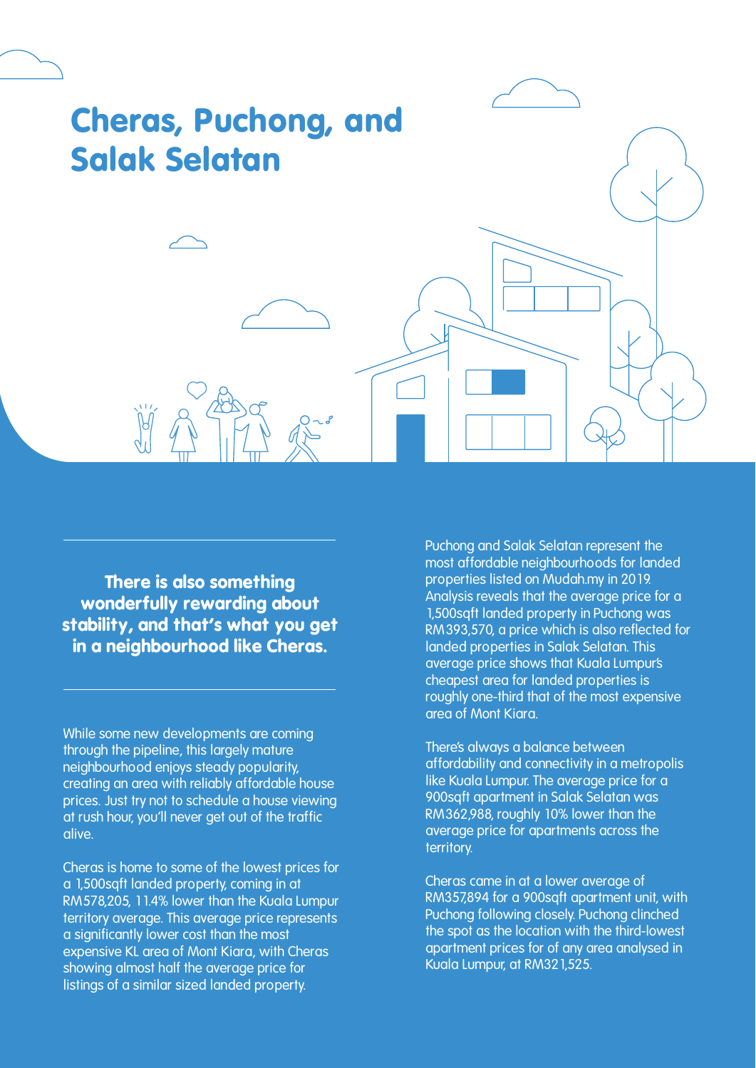# Cheras, Puchong, and Salak Selatan

**There is also something wonderfully rewarding about stability, and that's what you get in a neighbourhood like Cheras.**

While some new developments are coming through the pipeline, this largely mature neighbourhood enjoys steady popularity, creating an area with reliably affordable house prices. Just try not to schedule a house viewing at rush hour, you'll never get out of the traffic alive.

Cheras is home to some of the lowest prices for a 1,500sqft landed property, coming in at RM578,205, 11.4% lower than the Kuala Lumpur territory average. This average price represents a significantly lower cost than the most expensive KL area of Mont Kiara, with Cheras showing almost half the average price for listings of a similar sized landed property.

Puchong and Salak Selatan represent the most affordable neighbourhoods for landed properties listed on Mudah.my in 2019. Analysis reveals that the average price for a 1,500sqft landed property in Puchong was RM393,570, a price which is also reflected for landed properties in Salak Selatan. This average price shows that Kuala Lumpur's cheapest area for landed properties is roughly one-third that of the most expensive area of Mont Kiara.

There's always a balance between affordability and connectivity in a metropolis like Kuala Lumpur. The average price for a 900sqft apartment in Salak Selatan was RM362,988, roughly 10% lower than the average price for apartments across the territory.

Cheras came in at a lower average of RM357,894 for a 900sqft apartment unit, with Puchong following closely. Puchong clinched the spot as the location with the third-lowest apartment prices for of any area analysed in Kuala Lumpur, at RM321,525.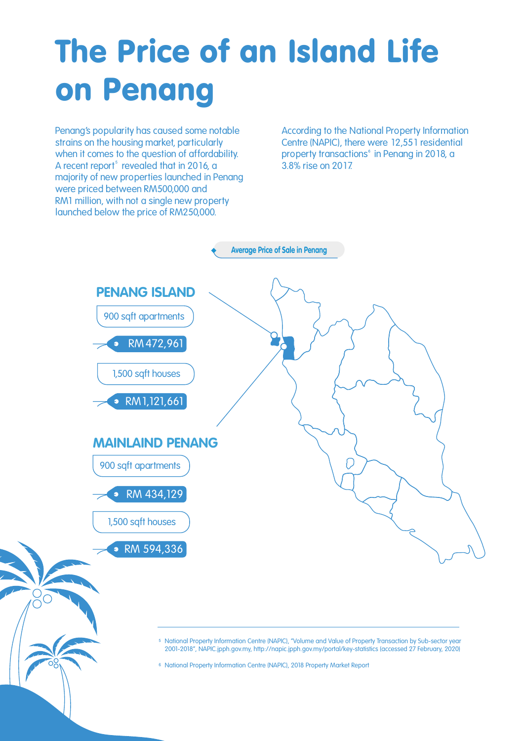# The Price of an Island Life on Penang

Penang's popularity has caused some notable strains on the housing market, particularly when it comes to the question of affordability. A recent report[5] revealed that in 2016, a majority of new properties launched in Penang were priced between RM500,000 and RM1 million, with not a single new property launched below the price of RM250,000.

According to the National Property Information Centre (NAPIC), there were 12,551 residential property transactions[6] in Penang in 2018, a 3.8% rise on 2017.

**Average Price of Sale in Penang**

## PENANG ISLAND

900 sqft apartments

RM 472,961

1,500 sqft houses

RM1,121,661

## MAINLAIND PENANG

900 sqft apartments

RM 434,129

1,500 sqft houses

RM 594,336

---

[5] National Property Information Centre (NAPIC), "Volume and Value of Property Transaction by Sub-sector year 2001-2018", NAPIC.jpph.gov.my, http://napic.jpph.gov.my/portal/key-statistics (accessed 27 February, 2020)

[6] National Property Information Centre (NAPIC), 2018 Property Market Report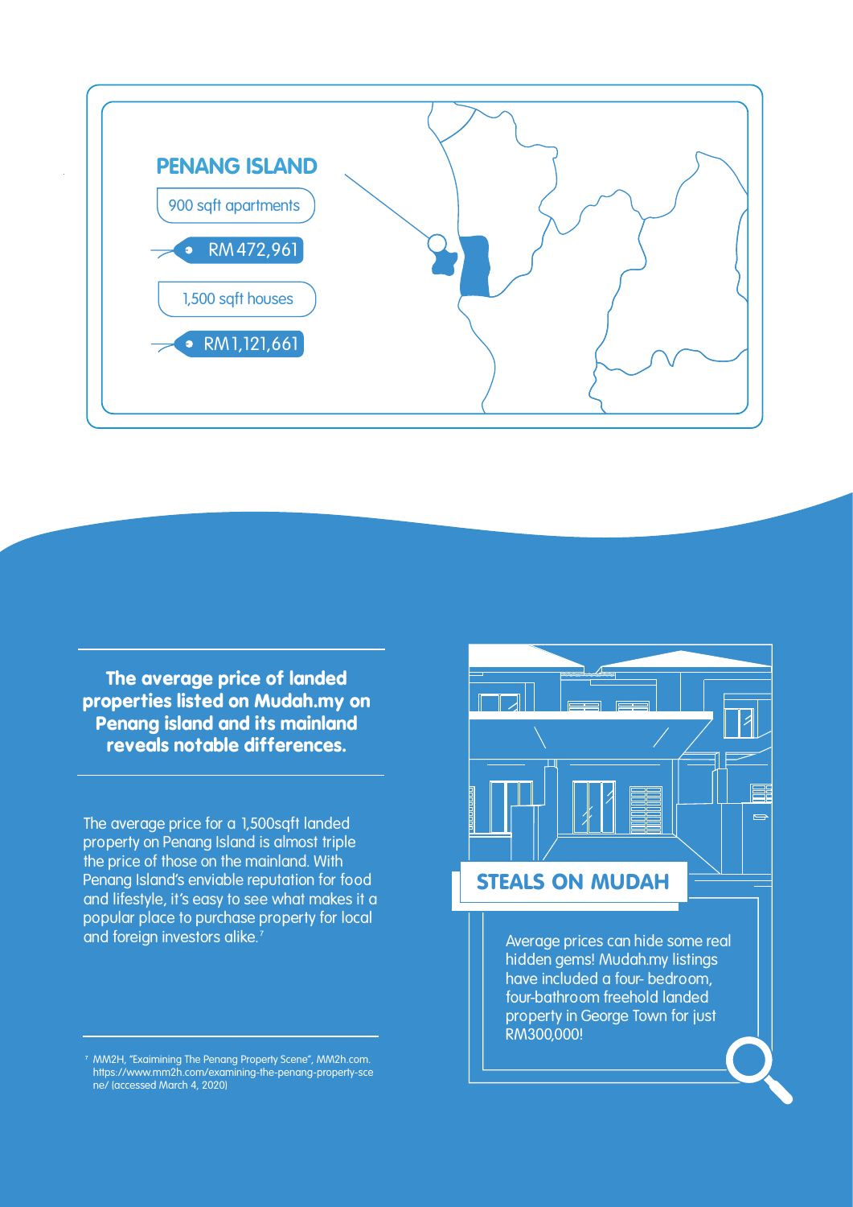## PENANG ISLAND

900 sqft apartments

RM472,961

1,500 sqft houses

RM1,121,661

**The average price of landed properties listed on Mudah.my on Penang island and its mainland reveals notable differences.**

The average price for a 1,500sqft landed property on Penang Island is almost triple the price of those on the mainland. With Penang Island's enviable reputation for food and lifestyle, it's easy to see what makes it a popular place to purchase property for local and foreign investors alike.[7]

### STEALS ON MUDAH

Average prices can hide some real hidden gems! Mudah.my listings have included a four- bedroom, four-bathroom freehold landed property in George Town for just RM300,000!

[7] MM2H, "Exaimining The Penang Property Scene", MM2h.com. https://www.mm2h.com/examining-the-penang-property-scene/ (accessed March 4, 2020)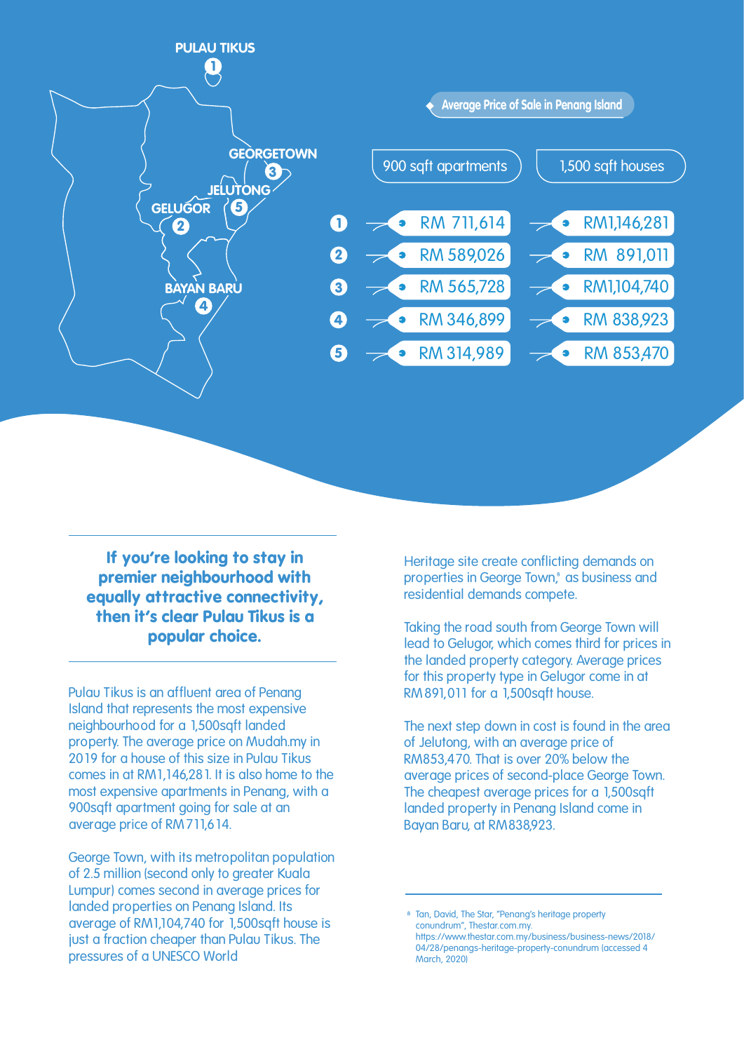**Average Price of Sale in Penang Island**

| | Area | 900 sqft apartments | 1,500 sqft houses |
|---|---|---|---|
| 1 | PULAU TIKUS | RM 711,614 | RM1,146,281 |
| 2 | GELUGOR | RM 589,026 | RM 891,011 |
| 3 | GEORGETOWN | RM 565,728 | RM1,104,740 |
| 4 | BAYAN BARU | RM 346,899 | RM 838,923 |
| 5 | JELUTONG | RM 314,989 | RM 853,470 |

**If you're looking to stay in premier neighbourhood with equally attractive connectivity, then it's clear Pulau Tikus is a popular choice.**

Pulau Tikus is an affluent area of Penang Island that represents the most expensive neighbourhood for a 1,500sqft landed property. The average price on Mudah.my in 2019 for a house of this size in Pulau Tikus comes in at RM1,146,281. It is also home to the most expensive apartments in Penang, with a 900sqft apartment going for sale at an average price of RM711,614.

George Town, with its metropolitan population of 2.5 million (second only to greater Kuala Lumpur) comes second in average prices for landed properties on Penang Island. Its average of RM1,104,740 for 1,500sqft house is just a fraction cheaper than Pulau Tikus. The pressures of a UNESCO World Heritage site create conflicting demands on properties in George Town,[8] as business and residential demands compete.

Taking the road south from George Town will lead to Gelugor, which comes third for prices in the landed property category. Average prices for this property type in Gelugor come in at RM891,011 for a 1,500sqft house.

The next step down in cost is found in the area of Jelutong, with an average price of RM853,470. That is over 20% below the average prices of second-place George Town. The cheapest average prices for a 1,500sqft landed property in Penang Island come in Bayan Baru, at RM838,923.

---

[8] Tan, David, The Star, "Penang's heritage property conundrum", Thestar.com.my. https://www.thestar.com.my/business/business-news/2018/04/28/penangs-heritage-property-conundrum (accessed 4 March, 2020)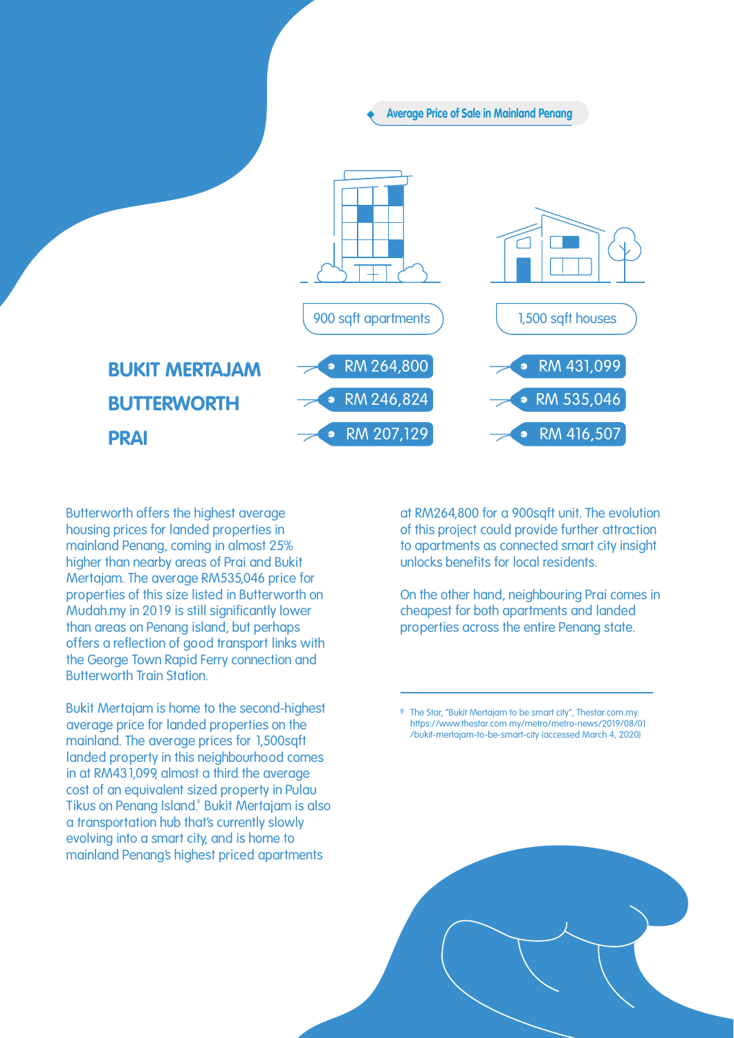## Average Price of Sale in Mainland Penang

| | 900 sqft apartments | 1,500 sqft houses |
|---|---|---|
| **BUKIT MERTAJAM** | RM 264,800 | RM 431,099 |
| **BUTTERWORTH** | RM 246,824 | RM 535,046 |
| **PRAI** | RM 207,129 | RM 416,507 |

Butterworth offers the highest average housing prices for landed properties in mainland Penang, coming in almost 25% higher than nearby areas of Prai and Bukit Mertajam. The average RM535,046 price for properties of this size listed in Butterworth on Mudah.my in 2019 is still significantly lower than areas on Penang island, but perhaps offers a reflection of good transport links with the George Town Rapid Ferry connection and Butterworth Train Station.

Bukit Mertajam is home to the second-highest average price for landed properties on the mainland. The average prices for 1,500sqft landed property in this neighbourhood comes in at RM431,099, almost a third the average cost of an equivalent sized property in Pulau Tikus on Penang Island.[9] Bukit Mertajam is also a transportation hub that's currently slowly evolving into a smart city, and is home to mainland Penang's highest priced apartments at RM264,800 for a 900sqft unit. The evolution of this project could provide further attraction to apartments as connected smart city insight unlocks benefits for local residents.

On the other hand, neighbouring Prai comes in cheapest for both apartments and landed properties across the entire Penang state.

---

[9] The Star, "Bukit Mertajam to be smart city", Thestar.com.my. https://www.thestar.com.my/metro/metro-news/2019/08/01/bukit-mertajam-to-be-smart-city (accessed March 4, 2020)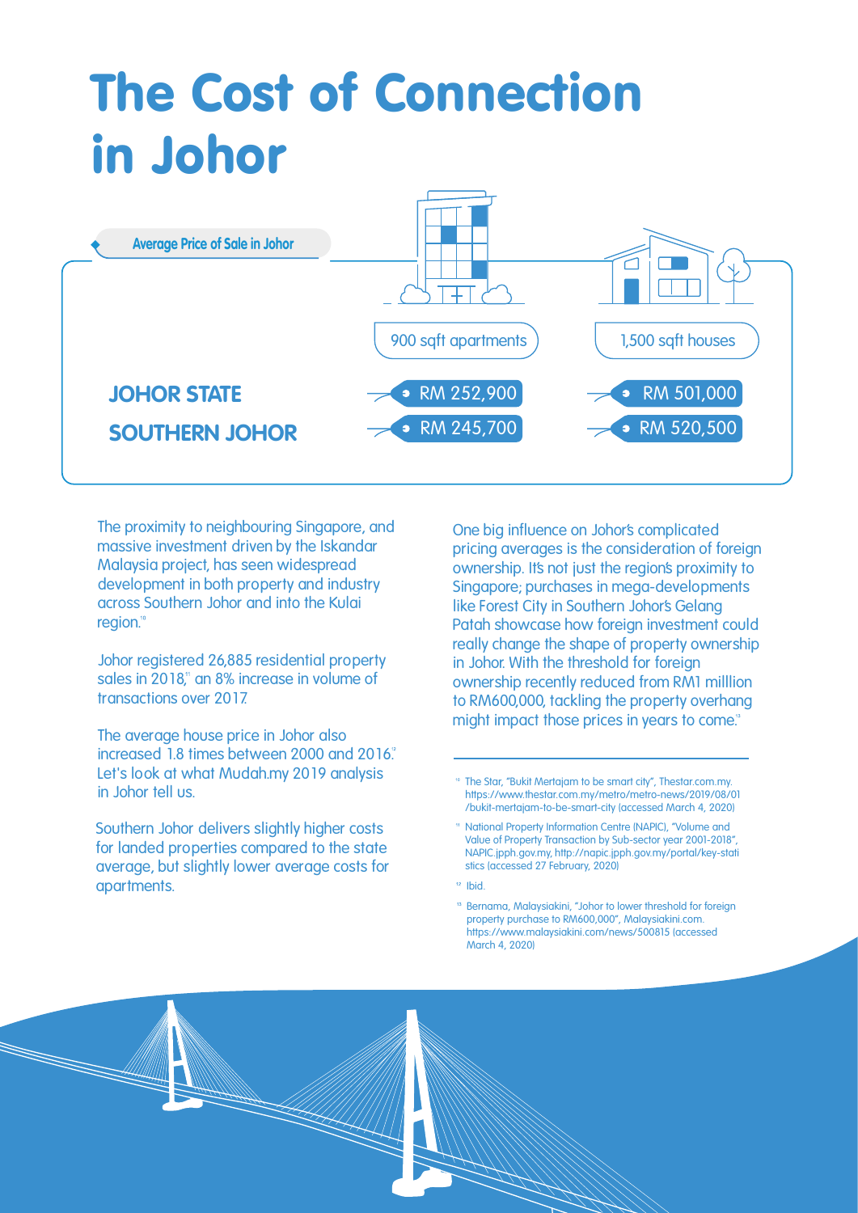# The Cost of Connection in Johor

**Average Price of Sale in Johor**

| | 900 sqft apartments | 1,500 sqft houses |
|---|---|---|
| **JOHOR STATE** | RM 252,900 | RM 501,000 |
| **SOUTHERN JOHOR** | RM 245,700 | RM 520,500 |

The proximity to neighbouring Singapore, and massive investment driven by the Iskandar Malaysia project, has seen widespread development in both property and industry across Southern Johor and into the Kulai region.[10]

Johor registered 26,885 residential property sales in 2018,[11] an 8% increase in volume of transactions over 2017.

The average house price in Johor also increased 1.8 times between 2000 and 2016.[12] Let's look at what Mudah.my 2019 analysis in Johor tell us.

Southern Johor delivers slightly higher costs for landed properties compared to the state average, but slightly lower average costs for apartments.

One big influence on Johor's complicated pricing averages is the consideration of foreign ownership. It's not just the region's proximity to Singapore; purchases in mega-developments like Forest City in Southern Johor's Gelang Patah showcase how foreign investment could really change the shape of property ownership in Johor. With the threshold for foreign ownership recently reduced from RM1 milllion to RM600,000, tackling the property overhang might impact those prices in years to come.[13]

---

[10] The Star, "Bukit Mertajam to be smart city", Thestar.com.my. https://www.thestar.com.my/metro/metro-news/2019/08/01/bukit-mertajam-to-be-smart-city (accessed March 4, 2020)

[11] National Property Information Centre (NAPIC), "Volume and Value of Property Transaction by Sub-sector year 2001-2018", NAPIC.jpph.gov.my, http://napic.jpph.gov.my/portal/key-statistics (accessed 27 February, 2020)

[12] Ibid.

[13] Bernama, Malaysiakini, "Johor to lower threshold for foreign property purchase to RM600,000", Malaysiakini.com. https://www.malaysiakini.com/news/500815 (accessed March 4, 2020)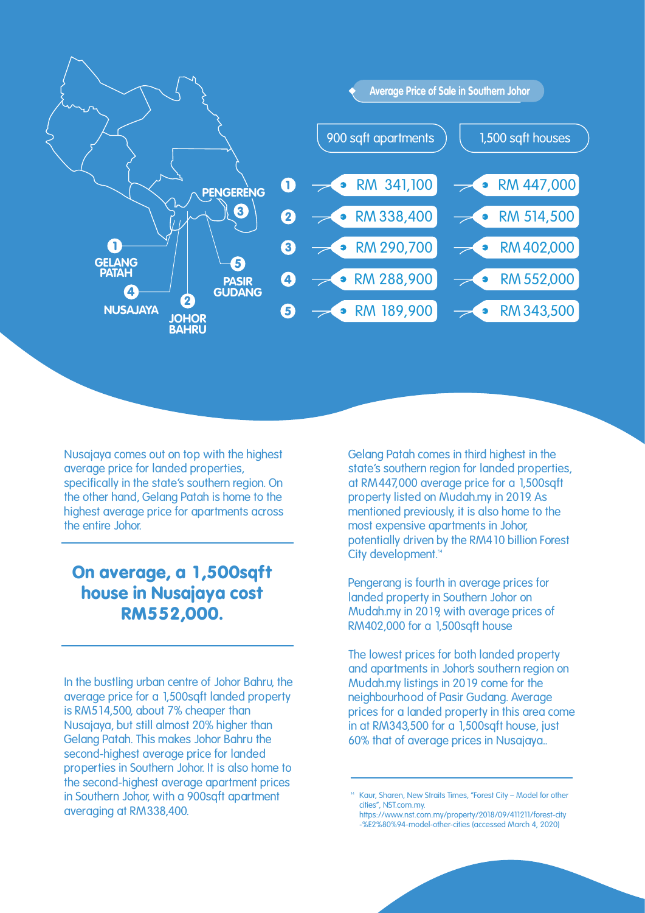## Average Price of Sale in Southern Johor

| | | 900 sqft apartments | 1,500 sqft houses |
|---|---|---|---|
| 1 | Gelang Patah | RM 341,100 | RM 447,000 |
| 2 | Johor Bahru | RM 338,400 | RM 514,500 |
| 3 | Pengereng | RM 290,700 | RM 402,000 |
| 4 | Nusajaya | RM 288,900 | RM 552,000 |
| 5 | Pasir Gudang | RM 189,900 | RM 343,500 |

Nusajaya comes out on top with the highest average price for landed properties, specifically in the state's southern region. On the other hand, Gelang Patah is home to the highest average price for apartments across the entire Johor.

**On average, a 1,500sqft house in Nusajaya cost RM552,000.**

In the bustling urban centre of Johor Bahru, the average price for a 1,500sqft landed property is RM514,500, about 7% cheaper than Nusajaya, but still almost 20% higher than Gelang Patah. This makes Johor Bahru the second-highest average price for landed properties in Southern Johor. It is also home to the second-highest average apartment prices in Southern Johor, with a 900sqft apartment averaging at RM338,400.

Gelang Patah comes in third highest in the state's southern region for landed properties, at RM447,000 average price for a 1,500sqft property listed on Mudah.my in 2019. As mentioned previously, it is also home to the most expensive apartments in Johor, potentially driven by the RM410 billion Forest City development.[14]

Pengerang is fourth in average prices for landed property in Southern Johor on Mudah.my in 2019, with average prices of RM402,000 for a 1,500sqft house

The lowest prices for both landed property and apartments in Johor's southern region on Mudah.my listings in 2019 come for the neighbourhood of Pasir Gudang. Average prices for a landed property in this area come in at RM343,500 for a 1,500sqft house, just 60% that of average prices in Nusajaya..

[14] Kaur, Sharen, New Straits Times, "Forest City – Model for other cities", NST.com.my. https://www.nst.com.my/property/2018/09/411211/forest-city-%E2%80%94-model-other-cities (accessed March 4, 2020)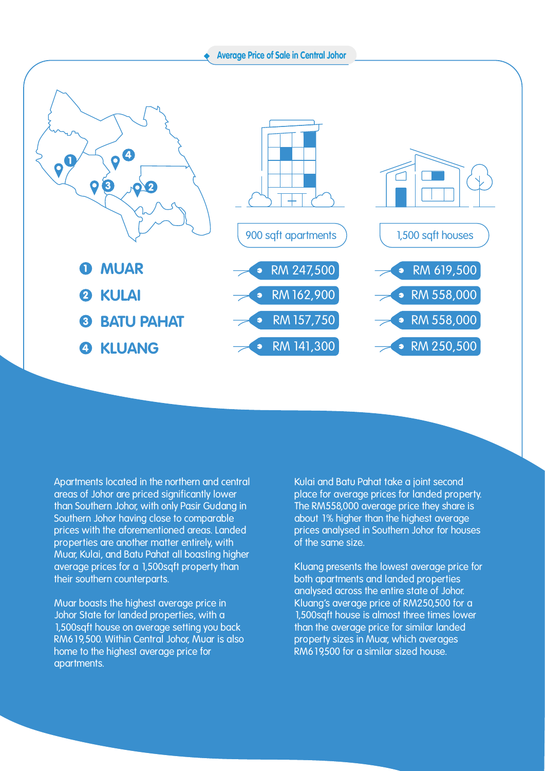## Average Price of Sale in Central Johor

| | 900 sqft apartments | 1,500 sqft houses |
|---|---|---|
| 1 MUAR | RM 247,500 | RM 619,500 |
| 2 KULAI | RM 162,900 | RM 558,000 |
| 3 BATU PAHAT | RM 157,750 | RM 558,000 |
| 4 KLUANG | RM 141,300 | RM 250,500 |

Apartments located in the northern and central areas of Johor are priced significantly lower than Southern Johor, with only Pasir Gudang in Southern Johor having close to comparable prices with the aforementioned areas. Landed properties are another matter entirely, with Muar, Kulai, and Batu Pahat all boasting higher average prices for a 1,500sqft property than their southern counterparts.

Muar boasts the highest average price in Johor State for landed properties, with a 1,500sqft house on average setting you back RM619,500. Within Central Johor, Muar is also home to the highest average price for apartments.

Kulai and Batu Pahat take a joint second place for average prices for landed property. The RM558,000 average price they share is about 1% higher than the highest average prices analysed in Southern Johor for houses of the same size.

Kluang presents the lowest average price for both apartments and landed properties analysed across the entire state of Johor. Kluang's average price of RM250,500 for a 1,500sqft house is almost three times lower than the average price for similar landed property sizes in Muar, which averages RM619,500 for a similar sized house.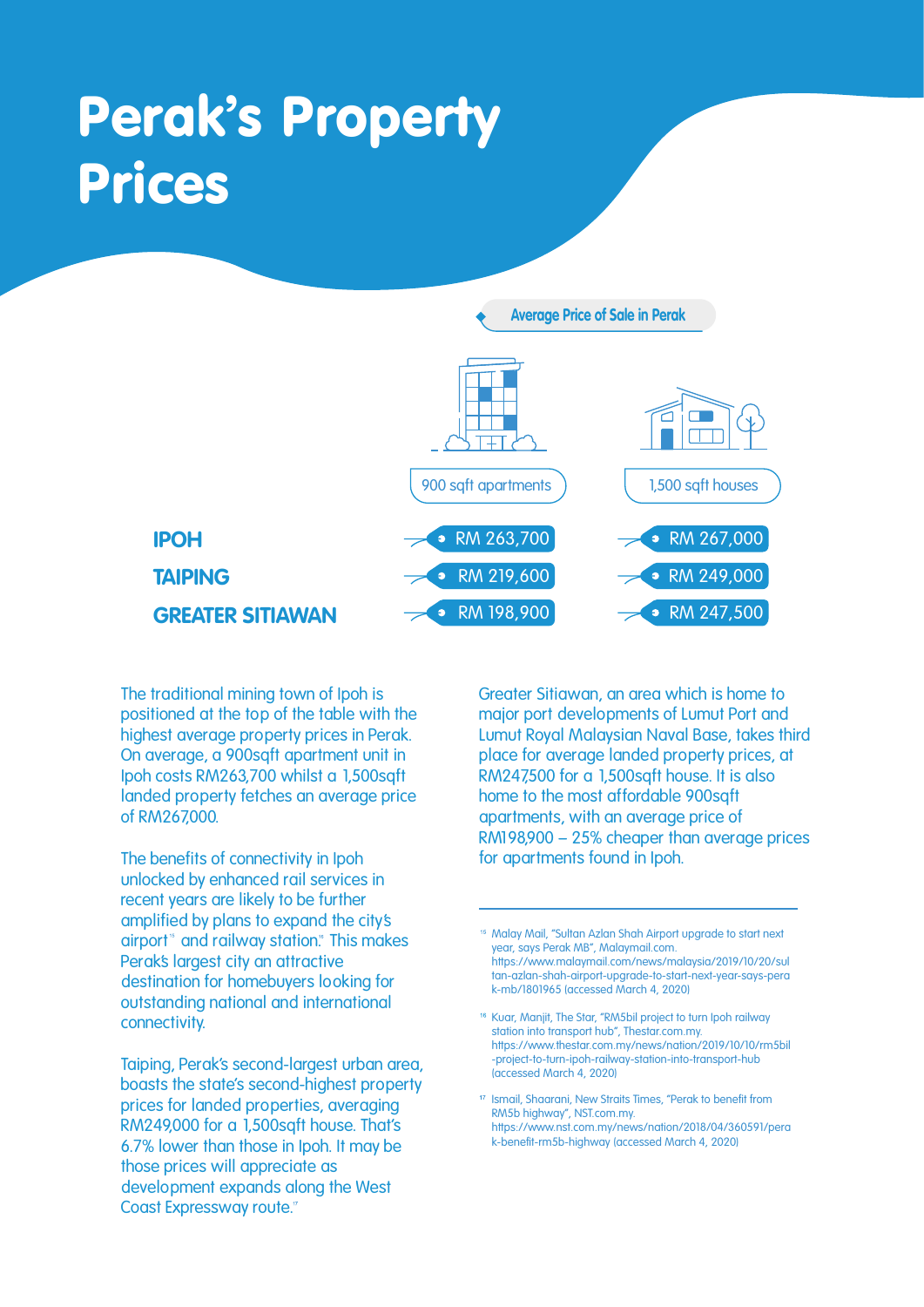# Perak's Property Prices

**Average Price of Sale in Perak**

| | 900 sqft apartments | 1,500 sqft houses |
|---|---|---|
| **IPOH** | RM 263,700 | RM 267,000 |
| **TAIPING** | RM 219,600 | RM 249,000 |
| **GREATER SITIAWAN** | RM 198,900 | RM 247,500 |

The traditional mining town of Ipoh is positioned at the top of the table with the highest average property prices in Perak. On average, a 900sqft apartment unit in Ipoh costs RM263,700 whilst a 1,500sqft landed property fetches an average price of RM267,000.

The benefits of connectivity in Ipoh unlocked by enhanced rail services in recent years are likely to be further amplified by plans to expand the city's airport[15] and railway station.[16] This makes Perak's largest city an attractive destination for homebuyers looking for outstanding national and international connectivity.

Taiping, Perak's second-largest urban area, boasts the state's second-highest property prices for landed properties, averaging RM249,000 for a 1,500sqft house. That's 6.7% lower than those in Ipoh. It may be those prices will appreciate as development expands along the West Coast Expressway route.[17]

Greater Sitiawan, an area which is home to major port developments of Lumut Port and Lumut Royal Malaysian Naval Base, takes third place for average landed property prices, at RM247,500 for a 1,500sqft house. It is also home to the most affordable 900sqft apartments, with an average price of RM198,900 – 25% cheaper than average prices for apartments found in Ipoh.

---

[15] Malay Mail, "Sultan Azlan Shah Airport upgrade to start next year, says Perak MB", Malaymail.com. https://www.malaymail.com/news/malaysia/2019/10/20/sultan-azlan-shah-airport-upgrade-to-start-next-year-says-perak-mb/1801965 (accessed March 4, 2020)

[16] Kuar, Manjit, The Star, "RM5bil project to turn Ipoh railway station into transport hub", Thestar.com.my. https://www.thestar.com.my/news/nation/2019/10/10/rm5bil-project-to-turn-ipoh-railway-station-into-transport-hub (accessed March 4, 2020)

[17] Ismail, Shaarani, New Straits Times, "Perak to benefit from RM5b highway", NST.com.my. https://www.nst.com.my/news/nation/2018/04/360591/perak-benefit-rm5b-highway (accessed March 4, 2020)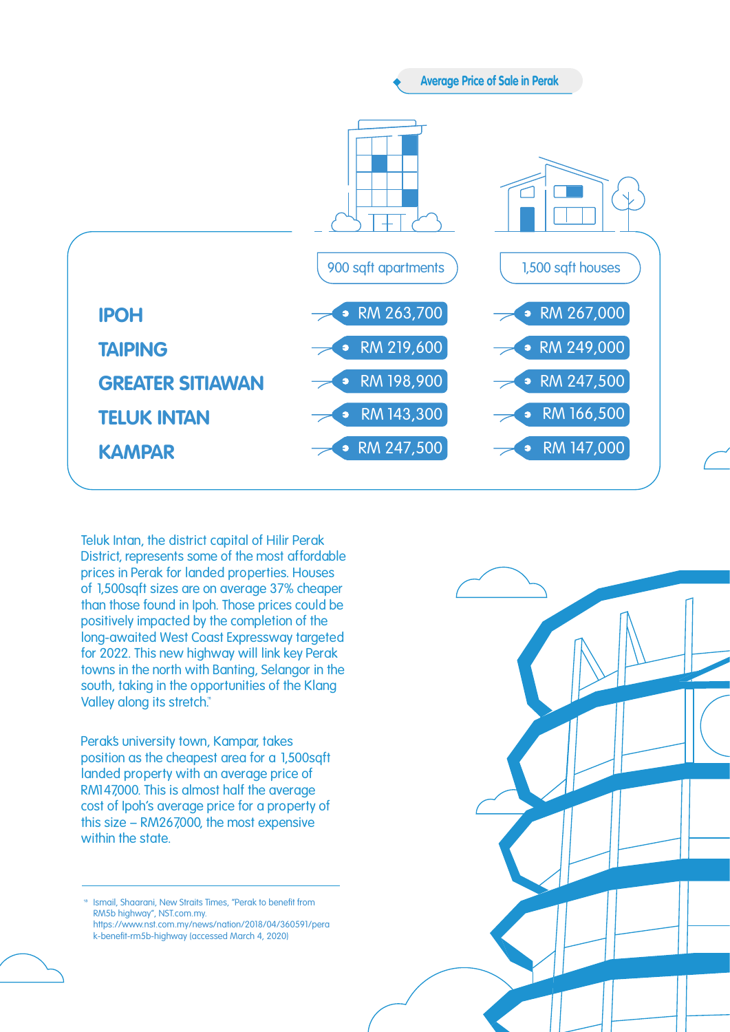## Average Price of Sale in Perak

| | 900 sqft apartments | 1,500 sqft houses |
|---|---|---|
| **IPOH** | RM 263,700 | RM 267,000 |
| **TAIPING** | RM 219,600 | RM 249,000 |
| **GREATER SITIAWAN** | RM 198,900 | RM 247,500 |
| **TELUK INTAN** | RM 143,300 | RM 166,500 |
| **KAMPAR** | RM 247,500 | RM 147,000 |

Teluk Intan, the district capital of Hilir Perak District, represents some of the most affordable prices in Perak for landed properties. Houses of 1,500sqft sizes are on average 37% cheaper than those found in Ipoh. Those prices could be positively impacted by the completion of the long-awaited West Coast Expressway targeted for 2022. This new highway will link key Perak towns in the north with Banting, Selangor in the south, taking in the opportunities of the Klang Valley along its stretch.[11]

Perak's university town, Kampar, takes position as the cheapest area for a 1,500sqft landed property with an average price of RM147,000. This is almost half the average cost of Ipoh's average price for a property of this size – RM267,000, the most expensive within the state.

---

[11] Ismail, Shaarani, New Straits Times, "Perak to benefit from RM5b highway", NST.com.my. https://www.nst.com.my/news/nation/2018/04/360591/perak-benefit-rm5b-highway (accessed March 4, 2020)